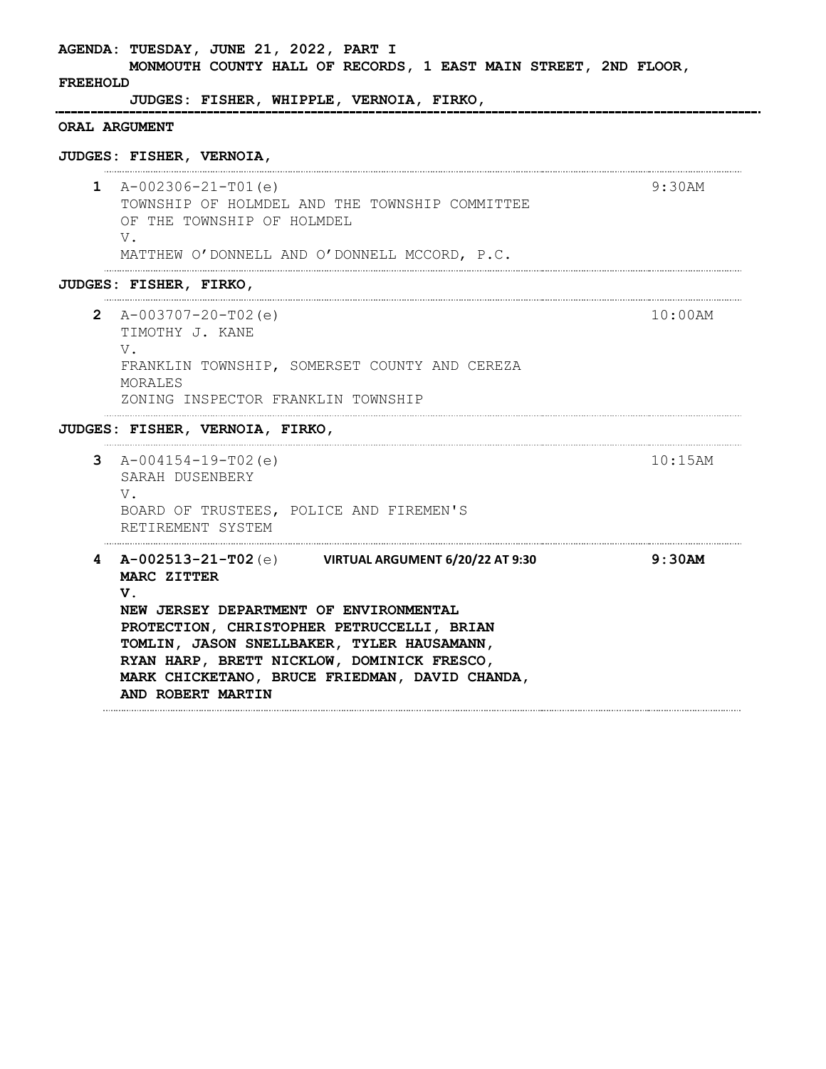**AGENDA: TUESDAY, JUNE 21, 2022, PART I**
**MONMOUTH COUNTY HALL OF RECORDS, 1 EAST MAIN STREET, 2ND FLOOR, FREEHOLD**
**JUDGES: FISHER, WHIPPLE, VERNOIA, FIRKO,**

---

**ORAL ARGUMENT**

**JUDGES: FISHER, VERNOIA,**

**1** A-002306-21-T01(e) — 9:30AM
TOWNSHIP OF HOLMDEL AND THE TOWNSHIP COMMITTEE OF THE TOWNSHIP OF HOLMDEL
V.
MATTHEW O'DONNELL AND O'DONNELL MCCORD, P.C.

**JUDGES: FISHER, FIRKO,**

**2** A-003707-20-T02(e) — 10:00AM
TIMOTHY J. KANE
V.
FRANKLIN TOWNSHIP, SOMERSET COUNTY AND CEREZA MORALES
ZONING INSPECTOR FRANKLIN TOWNSHIP

**JUDGES: FISHER, VERNOIA, FIRKO,**

**3** A-004154-19-T02(e) — 10:15AM
SARAH DUSENBERY
V.
BOARD OF TRUSTEES, POLICE AND FIREMEN'S RETIREMENT SYSTEM

**4** **A-002513-21-T02**(e) **VIRTUAL ARGUMENT 6/20/22 AT 9:30** — **9:30AM**
**MARC ZITTER**
**V.**
**NEW JERSEY DEPARTMENT OF ENVIRONMENTAL PROTECTION, CHRISTOPHER PETRUCCELLI, BRIAN TOMLIN, JASON SNELLBAKER, TYLER HAUSAMANN, RYAN HARP, BRETT NICKLOW, DOMINICK FRESCO, MARK CHICKETANO, BRUCE FRIEDMAN, DAVID CHANDA, AND ROBERT MARTIN**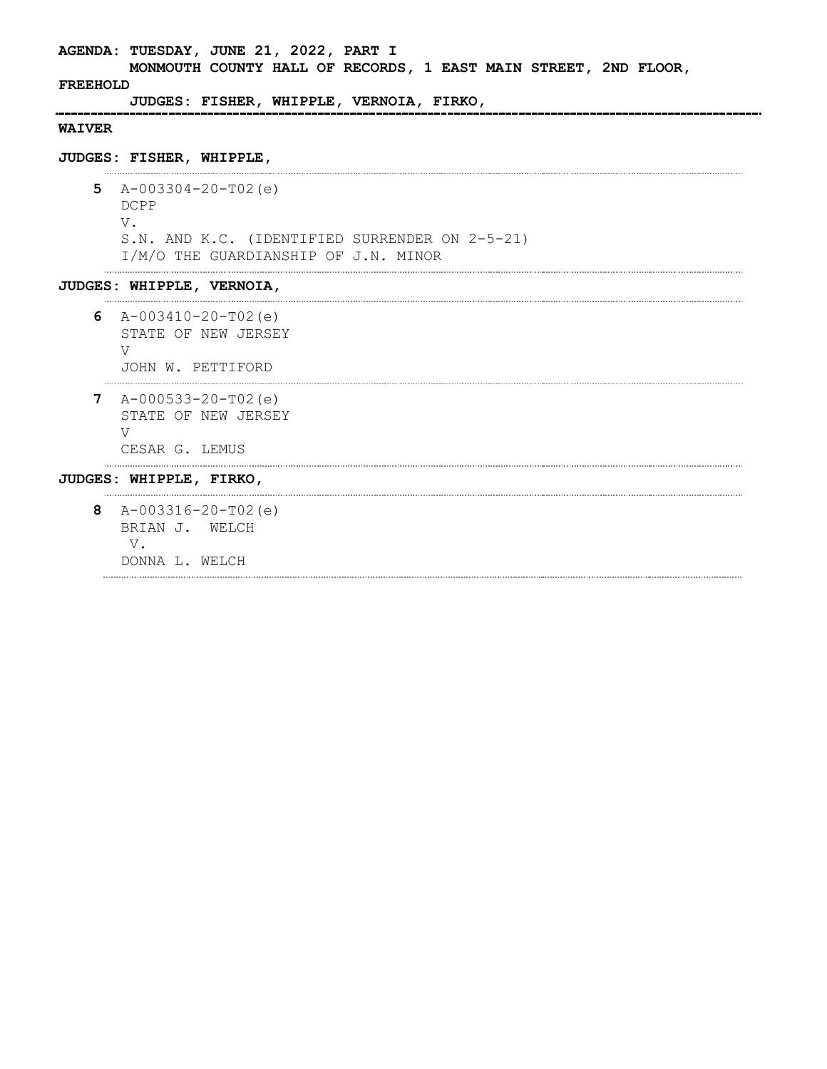**AGENDA: TUESDAY, JUNE 21, 2022, PART I**
**MONMOUTH COUNTY HALL OF RECORDS, 1 EAST MAIN STREET, 2ND FLOOR, FREEHOLD**
**JUDGES: FISHER, WHIPPLE, VERNOIA, FIRKO,**

---

**WAIVER**

**JUDGES: FISHER, WHIPPLE,**

**5** A-003304-20-T02(e)
DCPP
V.
S.N. AND K.C. (IDENTIFIED SURRENDER ON 2-5-21)
I/M/O THE GUARDIANSHIP OF J.N. MINOR

**JUDGES: WHIPPLE, VERNOIA,**

**6** A-003410-20-T02(e)
STATE OF NEW JERSEY
V
JOHN W. PETTIFORD

**7** A-000533-20-T02(e)
STATE OF NEW JERSEY
V
CESAR G. LEMUS

**JUDGES: WHIPPLE, FIRKO,**

**8** A-003316-20-T02(e)
BRIAN J. WELCH
V.
DONNA L. WELCH